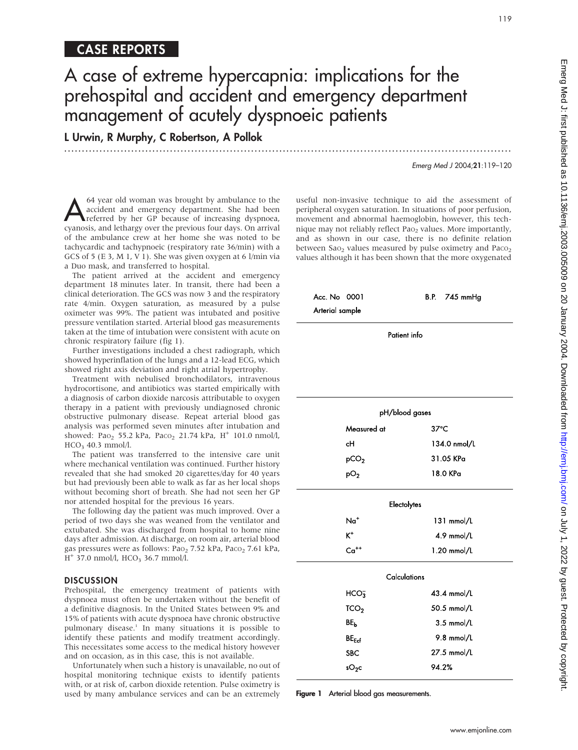## CASE REPORTS

# A case of extreme hypercapnia: implications for the prehospital and accident and emergency department management of acutely dyspnoeic patients

**L Urwin, R Murphy, C Robertson, A Pollok**

A 64 year old woman was brought by ambulance to the accident and emergency department. She had been referred by her GP because of increasing dyspnoea, cyanosis, and lethargy over the previous four days. On arrival of the ambulance crew at her home she was noted to be tachycardic and tachypnoeic (respiratory rate 36/min) with a GCS of 5 (E 3, M 1, V 1). She was given oxygen at 6 l/min via a Duo mask, and transferred to hospital.

The patient arrived at the accident and emergency department 18 minutes later. In transit, there had been a clinical deterioration. The GCS was now 3 and the respiratory rate 4/min. Oxygen saturation, as measured by a pulse oximeter was 99%. The patient was intubated and positive pressure ventilation started. Arterial blood gas measurements taken at the time of intubation were consistent with acute on chronic respiratory failure (fig 1).

Further investigations included a chest radiograph, which showed hyperinflation of the lungs and a 12-lead ECG, which showed right axis deviation and right atrial hypertrophy.

Treatment with nebulised bronchodilators, intravenous hydrocortisone, and antibiotics was started empirically with a diagnosis of carbon dioxide narcosis attributable to oxygen therapy in a patient with previously undiagnosed chronic obstructive pulmonary disease. Repeat arterial blood gas analysis was performed seven minutes after intubation and showed: $Pao_2$ 55.2 kPa, $Paco_2$ 21.74 kPa, $H^+$ 101.0 nmol/l, $HCO_3$ 40.3 mmol/l.

The patient was transferred to the intensive care unit where mechanical ventilation was continued. Further history revealed that she had smoked 20 cigarettes/day for 40 years but had previously been able to walk as far as her local shops without becoming short of breath. She had not seen her GP nor attended hospital for the previous 16 years.

The following day the patient was much improved. Over a period of two days she was weaned from the ventilator and extubated. She was discharged from hospital to home nine days after admission. At discharge, on room air, arterial blood gas pressures were as follows: $Pao_2$ 7.52 kPa, $Paco_2$ 7.61 kPa, $H^+$ 37.0 nmol/l, $HCO_3$ 36.7 mmol/l.

## DISCUSSION

Prehospital, the emergency treatment of patients with dyspnoea must often be undertaken without the benefit of a definitive diagnosis. In the United States between 9% and 15% of patients with acute dyspnoea have chronic obstructive pulmonary disease.[1] In many situations it is possible to identify these patients and modify treatment accordingly. This necessitates some access to the medical history however and on occasion, as in this case, this is not available.

Unfortunately when such a history is unavailable, no out of hospital monitoring technique exists to identify patients with, or at risk of, carbon dioxide retention. Pulse oximetry is used by many ambulance services and can be an extremely useful non-invasive technique to aid the assessment of peripheral oxygen saturation. In situations of poor perfusion, movement and abnormal haemoglobin, however, this technique may not reliably reflect $Pao_2$ values. More importantly, and as shown in our case, there is no definite relation between $Sao_2$ values measured by pulse oximetry and $Paco_2$ values although it has been shown that the more oxygenated

| Acc. No 0001 | B.P. 745 mmHg |
|---|---|
| Arterial sample | |
| **Patient info** | |
| **pH/blood gases** | |
| Measured at | 37°C |
| cH | 134.0 nmol/L |
| $pCO_2$ | 31.05 KPa |
| $pO_2$ | 18.0 KPa |
| **Electrolytes** | |
| $Na^+$ | 131 mmol/L |
| $K^+$ | 4.9 mmol/L |
| $Ca^{++}$ | 1.20 mmol/L |
| **Calculations** | |
| $HCO_3^-$ | 43.4 mmol/L |
| $TCO_2$ | 50.5 mmol/L |
| $BE_b$ | 3.5 mmol/L |
| $BE_{Ecf}$ | 9.8 mmol/L |
| SBC | 27.5 mmol/L |
| $sO_2c$ | 94.2% |

**Figure 1** Arterial blood gas measurements.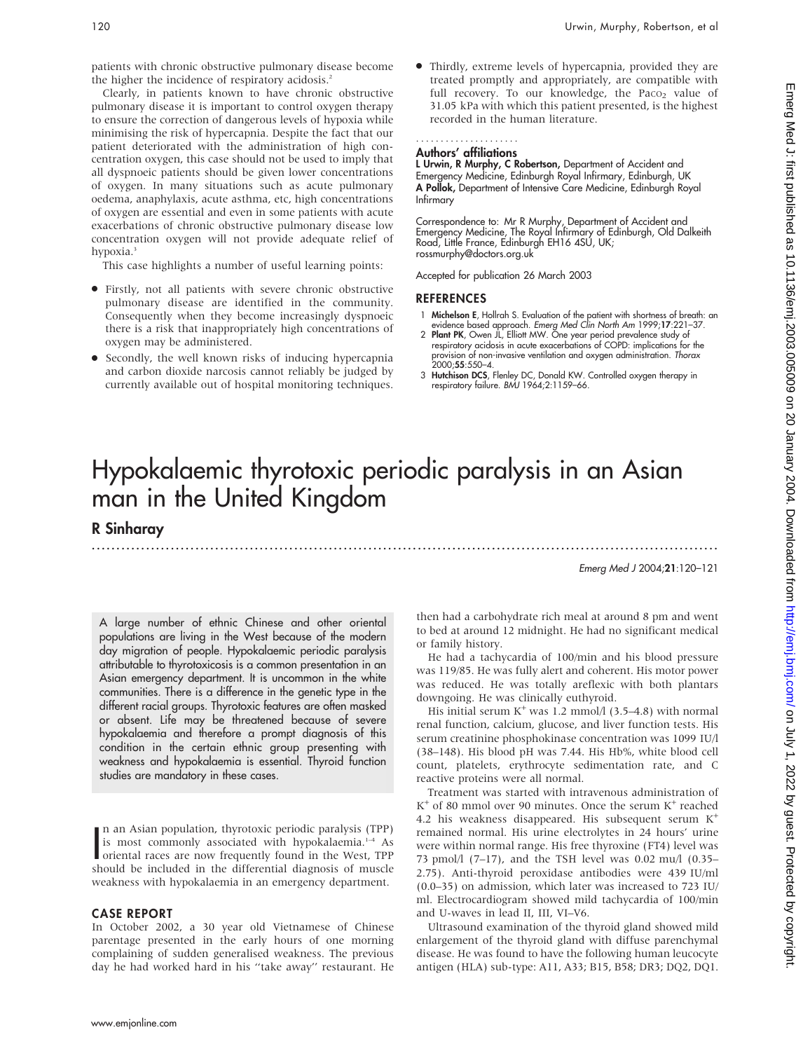patients with chronic obstructive pulmonary disease become the higher the incidence of respiratory acidosis.[2]

Clearly, in patients known to have chronic obstructive pulmonary disease it is important to control oxygen therapy to ensure the correction of dangerous levels of hypoxia while minimising the risk of hypercapnia. Despite the fact that our patient deteriorated with the administration of high concentration oxygen, this case should not be used to imply that all dyspnoeic patients should be given lower concentrations of oxygen. In many situations such as acute pulmonary oedema, anaphylaxis, acute asthma, etc, high concentrations of oxygen are essential and even in some patients with acute exacerbations of chronic obstructive pulmonary disease low concentration oxygen will not provide adequate relief of hypoxia.[3]

This case highlights a number of useful learning points:

- Firstly, not all patients with severe chronic obstructive pulmonary disease are identified in the community. Consequently when they become increasingly dyspnoeic there is a risk that inappropriately high concentrations of oxygen may be administered.
- Secondly, the well known risks of inducing hypercapnia and carbon dioxide narcosis cannot reliably be judged by currently available out of hospital monitoring techniques.
- Thirdly, extreme levels of hypercapnia, provided they are treated promptly and appropriately, are compatible with full recovery. To our knowledge, the $Paco_2$ value of 31.05 kPa with which this patient presented, is the highest recorded in the human literature.

### Authors' affiliations

**L Urwin, R Murphy, C Robertson,** Department of Accident and Emergency Medicine, Edinburgh Royal Infirmary, Edinburgh, UK
**A Pollok,** Department of Intensive Care Medicine, Edinburgh Royal Infirmary

Correspondence to: Mr R Murphy, Department of Accident and Emergency Medicine, The Royal Infirmary of Edinburgh, Old Dalkeith Road, Little France, Edinburgh EH16 4SU, UK; rossmurphy@doctors.org.uk

Accepted for publication 26 March 2003

## REFERENCES

1. **Michelson E**, Hollrah S. Evaluation of the patient with shortness of breath: an evidence based approach. *Emerg Med Clin North Am* 1999;**17**:221–37.
2. **Plant PK**, Owen JL, Elliott MW. One year period prevalence study of respiratory acidosis in acute exacerbations of COPD: implications for the provision of non-invasive ventilation and oxygen administration. *Thorax* 2000;**55**:550–4.
3. **Hutchison DCS**, Flenley DC, Donald KW. Controlled oxygen therapy in respiratory failure. *BMJ* 1964;2:1159–66.

# Hypokalaemic thyrotoxic periodic paralysis in an Asian man in the United Kingdom

## R Sinharay

A large number of ethnic Chinese and other oriental populations are living in the West because of the modern day migration of people. Hypokalaemic periodic paralysis attributable to thyrotoxicosis is a common presentation in an Asian emergency department. It is uncommon in the white communities. There is a difference in the genetic type in the different racial groups. Thyrotoxic features are often masked or absent. Life may be threatened because of severe hypokalaemia and therefore a prompt diagnosis of this condition in the certain ethnic group presenting with weakness and hypokalaemia is essential. Thyroid function studies are mandatory in these cases.

In an Asian population, thyrotoxic periodic paralysis (TPP) is most commonly associated with hypokalaemia.[1–4] As oriental races are now frequently found in the West, TPP should be included in the differential diagnosis of muscle weakness with hypokalaemia in an emergency department.

## CASE REPORT

In October 2002, a 30 year old Vietnamese of Chinese parentage presented in the early hours of one morning complaining of sudden generalised weakness. The previous day he had worked hard in his "take away" restaurant. He then had a carbohydrate rich meal at around 8 pm and went to bed at around 12 midnight. He had no significant medical or family history.

He had a tachycardia of 100/min and his blood pressure was 119/85. He was fully alert and coherent. His motor power was reduced. He was totally areflexic with both plantars downgoing. He was clinically euthyroid.

His initial serum $K^+$ was 1.2 mmol/l (3.5–4.8) with normal renal function, calcium, glucose, and liver function tests. His serum creatinine phosphokinase concentration was 1099 IU/l (38–148). His blood pH was 7.44. His Hb%, white blood cell count, platelets, erythrocyte sedimentation rate, and C reactive proteins were all normal.

Treatment was started with intravenous administration of $K^+$ of 80 mmol over 90 minutes. Once the serum $K^+$ reached 4.2 his weakness disappeared. His subsequent serum $K^+$ remained normal. His urine electrolytes in 24 hours' urine were within normal range. His free thyroxine (FT4) level was 73 pmol/l (7–17), and the TSH level was 0.02 mu/l (0.35–2.75). Anti-thyroid peroxidase antibodies were 439 IU/ml (0.0–35) on admission, which later was increased to 723 IU/ml. Electrocardiogram showed mild tachycardia of 100/min and U-waves in lead II, III, VI–V6.

Ultrasound examination of the thyroid gland showed mild enlargement of the thyroid gland with diffuse parenchymal disease. He was found to have the following human leucocyte antigen (HLA) sub-type: A11, A33; B15, B58; DR3; DQ2, DQ1.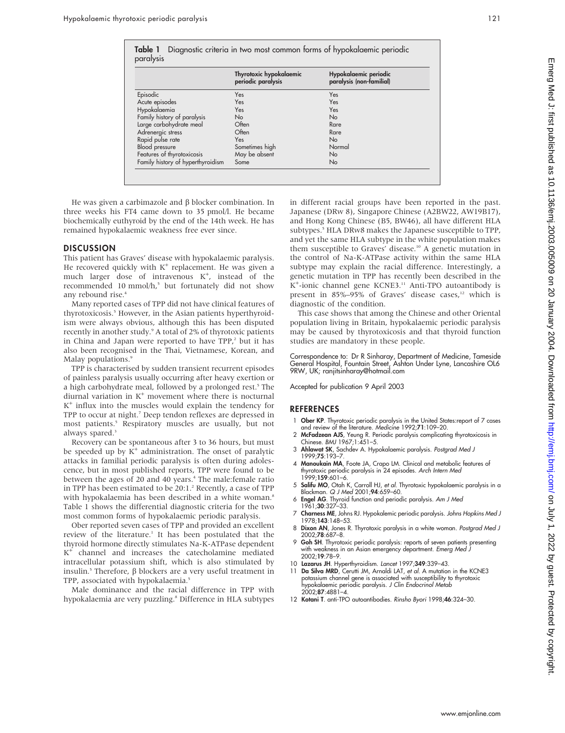**Table 1** Diagnostic criteria in two most common forms of hypokalaemic periodic paralysis

| | Thyrotoxic hypokalaemic periodic paralysis | Hypokalaemic periodic paralysis (non-familial) |
|---|---|---|
| Episodic | Yes | Yes |
| Acute episodes | Yes | Yes |
| Hypokalaemia | Yes | Yes |
| Family history of paralysis | No | No |
| Large carbohydrate meal | Often | Rare |
| Adrenergic stress | Often | Rare |
| Rapid pulse rate | Yes | No |
| Blood pressure | Sometimes high | Normal |
| Features of thyrotoxicosis | May be absent | No |
| Family history of hyperthyroidism | Some | No |

He was given a carbimazole and β blocker combination. In three weeks his FT4 came down to 35 pmol/l. He became biochemically euthyroid by the end of the 14th week. He has remained hypokalaemic weakness free ever since.

## DISCUSSION

This patient has Graves' disease with hypokalaemic paralysis. He recovered quickly with $K^+$ replacement. He was given a much larger dose of intravenous $K^+$, instead of the recommended 10 mmol/h,[5] but fortunately did not show any rebound rise.[4]

Many reported cases of TPP did not have clinical features of thyrotoxicosis.[5] However, in the Asian patients hyperthyroidism were always obvious, although this has been disputed recently in another study.[9] A total of 2% of thyrotoxic patients in China and Japan were reported to have TPP,[2] but it has also been recognised in the Thai, Vietnamese, Korean, and Malay populations.[9]

TPP is characterised by sudden transient recurrent episodes of painless paralysis usually occurring after heavy exertion or a high carbohydrate meal, followed by a prolonged rest.[5] The diurnal variation in $K^+$ movement where there is nocturnal $K^+$ influx into the muscles would explain the tendency for TPP to occur at night.[7] Deep tendon reflexes are depressed in most patients.[5] Respiratory muscles are usually, but not always spared.[3]

Recovery can be spontaneous after 3 to 36 hours, but must be speeded up by $K^+$ administration. The onset of paralytic attacks in familial periodic paralysis is often during adolescence, but in most published reports, TPP were found to be between the ages of 20 and 40 years.[4] The male:female ratio in TPP has been estimated to be 20:1.[2] Recently, a case of TPP with hypokalaemia has been described in a white woman.[8] Table 1 shows the differential diagnostic criteria for the two most common forms of hypokalaemic periodic paralysis.

Ober reported seven cases of TPP and provided an excellent review of the literature.[1] It has been postulated that the thyroid hormone directly stimulates Na-K-ATPase dependent $K^+$ channel and increases the catecholamine mediated intracellular potassium shift, which is also stimulated by insulin.[5] Therefore, β blockers are a very useful treatment in TPP, associated with hypokalaemia.[5]

Male dominance and the racial difference in TPP with hypokalaemia are very puzzling.[8] Difference in HLA subtypes in different racial groups have been reported in the past. Japanese (DRw 8), Singapore Chinese (A2BW22, AW19B17), and Hong Kong Chinese (B5, BW46), all have different HLA subtypes.[5] HLA DRw8 makes the Japanese susceptible to TPP, and yet the same HLA subtype in the white population makes them susceptible to Graves' disease.[10] A genetic mutation in the control of Na-K-ATPase activity within the same HLA subtype may explain the racial difference. Interestingly, a genetic mutation in TPP has recently been described in the $K^+$-ionic channel gene KCNE3.[11] Anti-TPO autoantibody is present in 85%–95% of Graves' disease cases,[12] which is diagnostic of the condition.

This case shows that among the Chinese and other Oriental population living in Britain, hypokalaemic periodic paralysis may be caused by thyrotoxicosis and that thyroid function studies are mandatory in these people.

Correspondence to: Dr R Sinharay, Department of Medicine, Tameside General Hospital, Fountain Street, Ashton Under Lyne, Lancashire OL6 9RW, UK; ranjitsinharay@hotmail.com

Accepted for publication 9 April 2003

## REFERENCES

1. **Ober KP**. Thyrotoxic periodic paralysis in the United States:report of 7 cases and review of the literature. *Medicine* 1992;**71**:109–20.
2. **McFadzean AJS**, Yeung R. Periodic paralysis complicating thyrotoxicosis in Chinese. *BMJ* 1967;1:451–5.
3. **Ahlawat SK**, Sachdev A. Hypokalaemic paralysis. *Postgrad Med J* 1999;**75**:193–7.
4. **Manoukain MA**, Foote JA, Crapo LM. Clinical and metabolic features of thyrotoxic periodic paralysis in 24 episodes. *Arch Intern Med* 1999;**159**:601–6.
5. **Salifu MO**, Otah K, Carroll HJ, *et al*. Thyrotoxic hypokalaemic paralysis in a Blackman. *Q J Med* 2001;**94**:659–60.
6. **Engel AG**. Thyroid function and periodic paralysis. *Am J Med* 1961;**30**:327–33.
7. **Charness ME**, Johns RJ. Hypokalemic periodic paralysis. *Johns Hopkins Med J* 1978;**143**:148–53.
8. **Dixon AN**, Jones R. Thyrotoxic paralysis in a white woman. *Postgrad Med J* 2002;**78**:687–8.
9. **Goh SH**. Thyrotoxic periodic paralysis: reports of seven patients presenting with weakness in an Asian emergency department. *Emerg Med J* 2002;**19**:78–9.
10. **Lazarus JH**. Hyperthyroidism. *Lancet* 1997;**349**:339–43.
11. **Da Silva MRD**, Cerutti JM, Arnaldi LAT, *et al*. A mutation in the KCNE3 potassium channel gene is associated with susceptibility to thyrotoxic hypokalaemic periodic paralysis. *J Clin Endocrinol Metab* 2002;**87**:4881–4.
12. **Kotani T**. anti-TPO autoantibodies. *Rinsho Byori* 1998;**46**:324–30.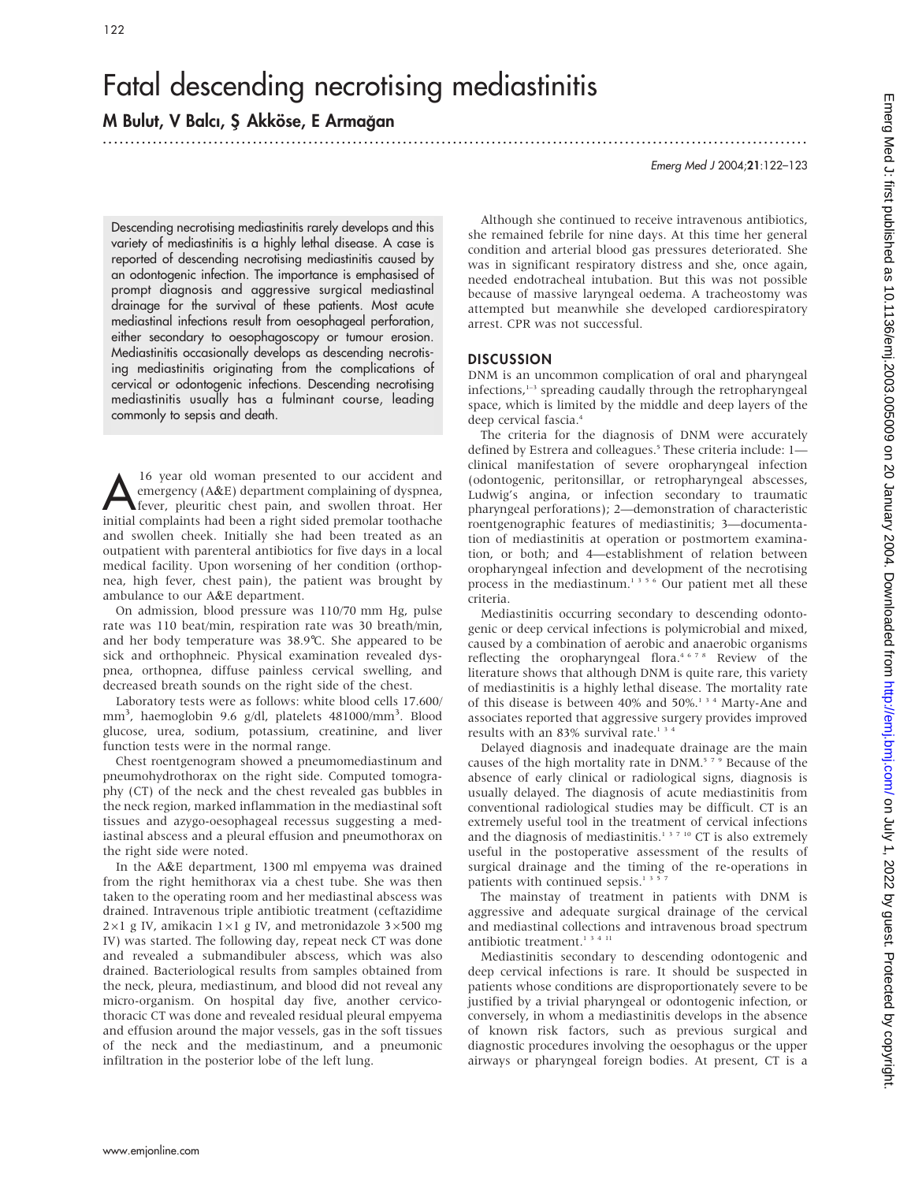# Fatal descending necrotising mediastinitis

**M Bulut, V Balcı, Ş Akköse, E Armağan**

Descending necrotising mediastinitis rarely develops and this variety of mediastinitis is a highly lethal disease. A case is reported of descending necrotising mediastinitis caused by an odontogenic infection. The importance is emphasised of prompt diagnosis and aggressive surgical mediastinal drainage for the survival of these patients. Most acute mediastinal infections result from oesophageal perforation, either secondary to oesophagoscopy or tumour erosion. Mediastinitis occasionally develops as descending necrotising mediastinitis originating from the complications of cervical or odontogenic infections. Descending necrotising mediastinitis usually has a fulminant course, leading commonly to sepsis and death.

A 16 year old woman presented to our accident and emergency (A&E) department complaining of dyspnea, fever, pleuritic chest pain, and swollen throat. Her initial complaints had been a right sided premolar toothache and swollen cheek. Initially she had been treated as an outpatient with parenteral antibiotics for five days in a local medical facility. Upon worsening of her condition (orthopnea, high fever, chest pain), the patient was brought by ambulance to our A&E department.

On admission, blood pressure was 110/70 mm Hg, pulse rate was 110 beat/min, respiration rate was 30 breath/min, and her body temperature was 38.9°C. She appeared to be sick and orthophneic. Physical examination revealed dyspnea, orthopnea, diffuse painless cervical swelling, and decreased breath sounds on the right side of the chest.

Laboratory tests were as follows: white blood cells 17.600/mm$^3$, haemoglobin 9.6 g/dl, platelets 481000/mm$^3$. Blood glucose, urea, sodium, potassium, creatinine, and liver function tests were in the normal range.

Chest roentgenogram showed a pneumomediastinum and pneumohydrothorax on the right side. Computed tomography (CT) of the neck and the chest revealed gas bubbles in the neck region, marked inflammation in the mediastinal soft tissues and azygo-oesophageal recessus suggesting a mediastinal abscess and a pleural effusion and pneumothorax on the right side were noted.

In the A&E department, 1300 ml empyema was drained from the right hemithorax via a chest tube. She was then taken to the operating room and her mediastinal abscess was drained. Intravenous triple antibiotic treatment (ceftazidime 2×1 g IV, amikacin 1×1 g IV, and metronidazole 3×500 mg IV) was started. The following day, repeat neck CT was done and revealed a submandibuler abscess, which was also drained. Bacteriological results from samples obtained from the neck, pleura, mediastinum, and blood did not reveal any micro-organism. On hospital day five, another cervicothoracic CT was done and revealed residual pleural empyema and effusion around the major vessels, gas in the soft tissues of the neck and the mediastinum, and a pneumonic infiltration in the posterior lobe of the left lung.

Although she continued to receive intravenous antibiotics, she remained febrile for nine days. At this time her general condition and arterial blood gas pressures deteriorated. She was in significant respiratory distress and she, once again, needed endotracheal intubation. But this was not possible because of massive laryngeal oedema. A tracheostomy was attempted but meanwhile she developed cardiorespiratory arrest. CPR was not successful.

## DISCUSSION

DNM is an uncommon complication of oral and pharyngeal infections,[1–3] spreading caudally through the retropharyngeal space, which is limited by the middle and deep layers of the deep cervical fascia.[4]

The criteria for the diagnosis of DNM were accurately defined by Estrera and colleagues.[5] These criteria include: 1—clinical manifestation of severe oropharyngeal infection (odontogenic, peritonsillar, or retropharyngeal abscesses, Ludwig's angina, or infection secondary to traumatic pharyngeal perforations); 2—demonstration of characteristic roentgenographic features of mediastinitis; 3—documentation of mediastinitis at operation or postmortem examination, or both; and 4—establishment of relation between oropharyngeal infection and development of the necrotising process in the mediastinum.[1 3 5 6] Our patient met all these criteria.

Mediastinitis occurring secondary to descending odontogenic or deep cervical infections is polymicrobial and mixed, caused by a combination of aerobic and anaerobic organisms reflecting the oropharyngeal flora.[4 6 7 8] Review of the literature shows that although DNM is quite rare, this variety of mediastinitis is a highly lethal disease. The mortality rate of this disease is between 40% and 50%.[1 3 4] Marty-Ane and associates reported that aggressive surgery provides improved results with an 83% survival rate.[1 3 4]

Delayed diagnosis and inadequate drainage are the main causes of the high mortality rate in DNM.[5 7 9] Because of the absence of early clinical or radiological signs, diagnosis is usually delayed. The diagnosis of acute mediastinitis from conventional radiological studies may be difficult. CT is an extremely useful tool in the treatment of cervical infections and the diagnosis of mediastinitis.[1 3 7 10] CT is also extremely useful in the postoperative assessment of the results of surgical drainage and the timing of the re-operations in patients with continued sepsis.[1 3 5 7]

The mainstay of treatment in patients with DNM is aggressive and adequate surgical drainage of the cervical and mediastinal collections and intravenous broad spectrum antibiotic treatment.[1 3 4 11]

Mediastinitis secondary to descending odontogenic and deep cervical infections is rare. It should be suspected in patients whose conditions are disproportionately severe to be justified by a trivial pharyngeal or odontogenic infection, or conversely, in whom a mediastinitis develops in the absence of known risk factors, such as previous surgical and diagnostic procedures involving the oesophagus or the upper airways or pharyngeal foreign bodies. At present, CT is a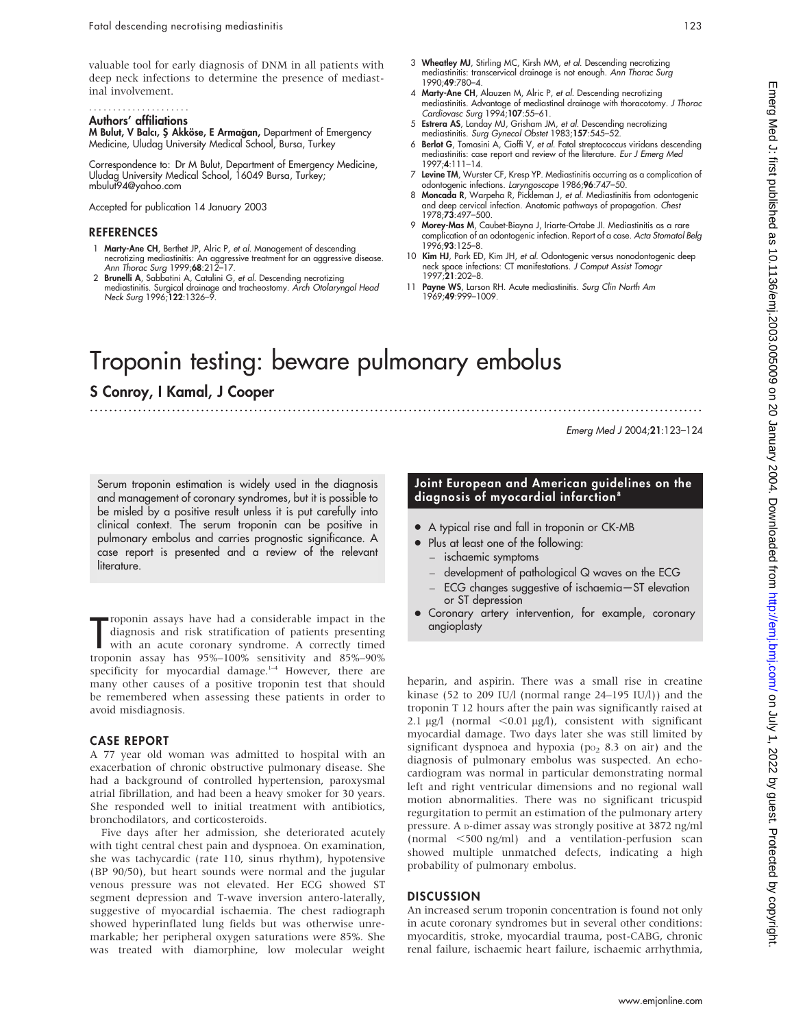valuable tool for early diagnosis of DNM in all patients with deep neck infections to determine the presence of mediastinal involvement.

### Authors' affiliations

**M Bulut, V Balcı, Ş Akköse, E Armağan,** Department of Emergency Medicine, Uludag University Medical School, Bursa, Turkey

Correspondence to: Dr M Bulut, Department of Emergency Medicine, Uludag University Medical School, 16049 Bursa, Turkey; mbulut94@yahoo.com

Accepted for publication 14 January 2003

## REFERENCES

1. **Marty-Ane CH**, Berthet JP, Alric P, *et al*. Management of descending necrotizing mediastinitis: An aggressive treatment for an aggressive disease. *Ann Thorac Surg* 1999;**68**:212–17.
2. **Brunelli A**, Sabbatini A, Catalini G, *et al*. Descending necrotizing mediastinitis. Surgical drainage and tracheostomy. *Arch Otolaryngol Head Neck Surg* 1996;**122**:1326–9.
3. **Wheatley MJ**, Stirling MC, Kirsh MM, *et al*. Descending necrotizing mediastinitis: transcervical drainage is not enough. *Ann Thorac Surg* 1990;**49**:780–4.
4. **Marty-Ane CH**, Alauzen M, Alric P, *et al*. Descending necrotizing mediastinitis. Advantage of mediastinal drainage with thoracotomy. *J Thorac Cardiovasc Surg* 1994;**107**:55–61.
5. **Estrera AS**, Landay MJ, Grisham JM, *et al*. Descending necrotizing mediastinitis. *Surg Gynecol Obstet* 1983;**157**:545–52.
6. **Berlot G**, Tomasini A, Cioffi V, *et al*. Fatal streptococcus viridans descending mediastinitis: case report and review of the literature. *Eur J Emerg Med* 1997;**4**:111–14.
7. **Levine TM**, Wurster CF, Kresp YP. Mediastinitis occurring as a complication of odontogenic infections. *Laryngoscope* 1986;**96**:747–50.
8. **Moncada R**, Warpeha R, Pickleman J, *et al*. Mediastinitis from odontogenic and deep cervical infection. Anatomic pathways of propagation. *Chest* 1978;**73**:497–500.
9. **Morey-Mas M**, Caubet-Biayna J, Iriarte-Ortabe JI. Mediastinitis as a rare complication of an odontogenic infection. Report of a case. *Acta Stomatol Belg* 1996;**93**:125–8.
10. **Kim HJ**, Park ED, Kim JH, *et al*. Odontogenic versus nonodontogenic deep neck space infections: CT manifestations. *J Comput Assist Tomogr* 1997;**21**:202–8.
11. **Payne WS**, Larson RH. Acute mediastinitis. *Surg Clin North Am* 1969;**49**:999–1009.

# Troponin testing: beware pulmonary embolus

**S Conroy, I Kamal, J Cooper**

*Emerg Med J* 2004;**21**:123–124

Serum troponin estimation is widely used in the diagnosis and management of coronary syndromes, but it is possible to be misled by a positive result unless it is put carefully into clinical context. The serum troponin can be positive in pulmonary embolus and carries prognostic significance. A case report is presented and a review of the relevant literature.

Troponin assays have had a considerable impact in the diagnosis and risk stratification of patients presenting with an acute coronary syndrome. A correctly timed troponin assay has 95%–100% sensitivity and 85%–90% specificity for myocardial damage.[1–4] However, there are many other causes of a positive troponin test that should be remembered when assessing these patients in order to avoid misdiagnosis.

## CASE REPORT

A 77 year old woman was admitted to hospital with an exacerbation of chronic obstructive pulmonary disease. She had a background of controlled hypertension, paroxysmal atrial fibrillation, and had been a heavy smoker for 30 years. She responded well to initial treatment with antibiotics, bronchodilators, and corticosteroids.

Five days after her admission, she deteriorated acutely with tight central chest pain and dyspnoea. On examination, she was tachycardic (rate 110, sinus rhythm), hypotensive (BP 90/50), but heart sounds were normal and the jugular venous pressure was not elevated. Her ECG showed ST segment depression and T-wave inversion antero-laterally, suggestive of myocardial ischaemia. The chest radiograph showed hyperinflated lung fields but was otherwise unremarkable; her peripheral oxygen saturations were 85%. She was treated with diamorphine, low molecular weight heparin, and aspirin. There was a small rise in creatine kinase (52 to 209 IU/l (normal range 24–195 IU/l)) and the troponin T 12 hours after the pain was significantly raised at 2.1 µg/l (normal <0.01 µg/l), consistent with significant myocardial damage. Two days later she was still limited by significant dyspnoea and hypoxia ($Po_2$ 8.3 on air) and the diagnosis of pulmonary embolus was suspected. An echocardiogram was normal in particular demonstrating normal left and right ventricular dimensions and no regional wall motion abnormalities. There was no significant tricuspid regurgitation to permit an estimation of the pulmonary artery pressure. A D-dimer assay was strongly positive at 3872 ng/ml (normal <500 ng/ml) and a ventilation-perfusion scan showed multiple unmatched defects, indicating a high probability of pulmonary embolus.

> **Joint European and American guidelines on the diagnosis of myocardial infarction[8]**
>
> - A typical rise and fall in troponin or CK-MB
> - Plus at least one of the following:
>   - ischaemic symptoms
>   - development of pathological Q waves on the ECG
>   - ECG changes suggestive of ischaemia—ST elevation or ST depression
> - Coronary artery intervention, for example, coronary angioplasty

## DISCUSSION

An increased serum troponin concentration is found not only in acute coronary syndromes but in several other conditions: myocarditis, stroke, myocardial trauma, post-CABG, chronic renal failure, ischaemic heart failure, ischaemic arrhythmia,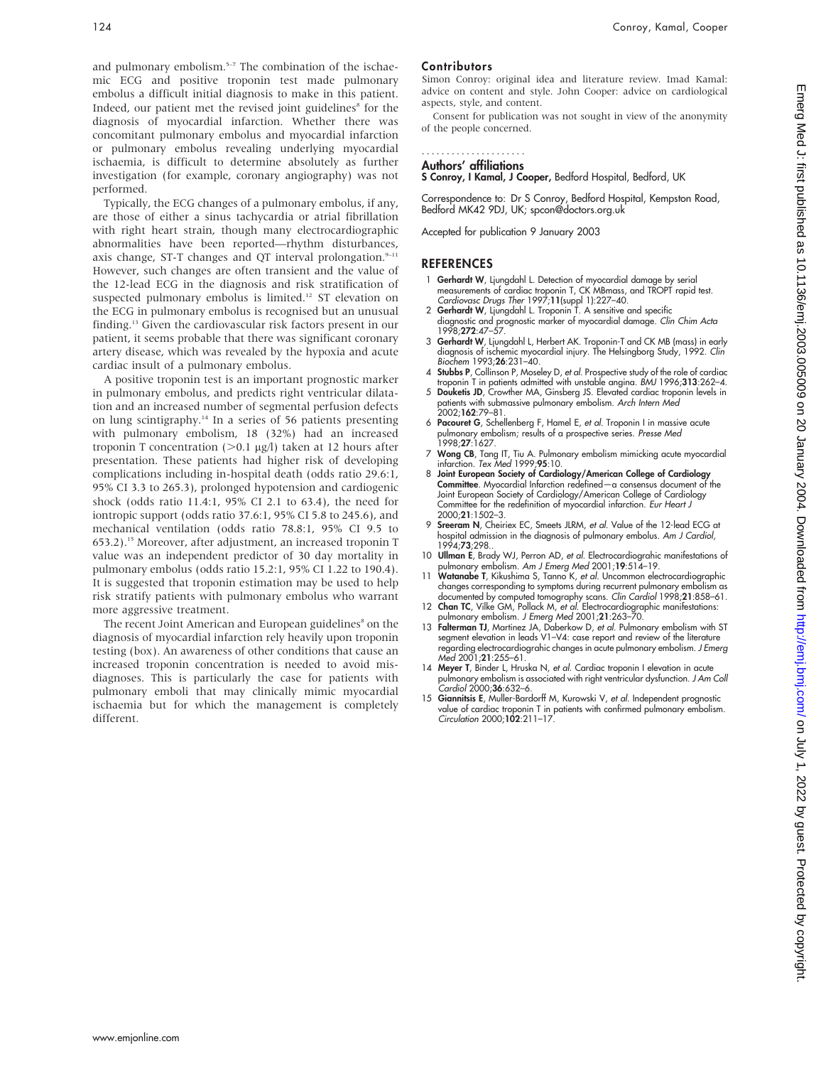and pulmonary embolism.[5–7] The combination of the ischaemic ECG and positive troponin test made pulmonary embolus a difficult initial diagnosis to make in this patient. Indeed, our patient met the revised joint guidelines[8] for the diagnosis of myocardial infarction. Whether there was concomitant pulmonary embolus and myocardial infarction or pulmonary embolus revealing underlying myocardial ischaemia, is difficult to determine absolutely as further investigation (for example, coronary angiography) was not performed.

Typically, the ECG changes of a pulmonary embolus, if any, are those of either a sinus tachycardia or atrial fibrillation with right heart strain, though many electrocardiographic abnormalities have been reported—rhythm disturbances, axis change, ST-T changes and QT interval prolongation.[9–11] However, such changes are often transient and the value of the 12-lead ECG in the diagnosis and risk stratification of suspected pulmonary embolus is limited.[12] ST elevation on the ECG in pulmonary embolus is recognised but an unusual finding.[13] Given the cardiovascular risk factors present in our patient, it seems probable that there was significant coronary artery disease, which was revealed by the hypoxia and acute cardiac insult of a pulmonary embolus.

A positive troponin test is an important prognostic marker in pulmonary embolus, and predicts right ventricular dilatation and an increased number of segmental perfusion defects on lung scintigraphy.[14] In a series of 56 patients presenting with pulmonary embolism, 18 (32%) had an increased troponin T concentration (>0.1 μg/l) taken at 12 hours after presentation. These patients had higher risk of developing complications including in-hospital death (odds ratio 29.6:1, 95% CI 3.3 to 265.3), prolonged hypotension and cardiogenic shock (odds ratio 11.4:1, 95% CI 2.1 to 63.4), the need for iontropic support (odds ratio 37.6:1, 95% CI 5.8 to 245.6), and mechanical ventilation (odds ratio 78.8:1, 95% CI 9.5 to 653.2).[15] Moreover, after adjustment, an increased troponin T value was an independent predictor of 30 day mortality in pulmonary embolus (odds ratio 15.2:1, 95% CI 1.22 to 190.4). It is suggested that troponin estimation may be used to help risk stratify patients with pulmonary embolus who warrant more aggressive treatment.

The recent Joint American and European guidelines[8] on the diagnosis of myocardial infarction rely heavily upon troponin testing (box). An awareness of other conditions that cause an increased troponin concentration is needed to avoid misdiagnoses. This is particularly the case for patients with pulmonary emboli that may clinically mimic myocardial ischaemia but for which the management is completely different.

## Contributors

Simon Conroy: original idea and literature review. Imad Kamal: advice on content and style. John Cooper: advice on cardiological aspects, style, and content.

Consent for publication was not sought in view of the anonymity of the people concerned.

## Authors' affiliations

**S Conroy, I Kamal, J Cooper,** Bedford Hospital, Bedford, UK

Correspondence to: Dr S Conroy, Bedford Hospital, Kempston Road, Bedford MK42 9DJ, UK; spcon@doctors.org.uk

Accepted for publication 9 January 2003

## REFERENCES

1. **Gerhardt W**, Ljungdahl L. Detection of myocardial damage by serial measurements of cardiac troponin T, CK MBmass, and TROPT rapid test. *Cardiovasc Drugs Ther* 1997;**11**(suppl 1):227–40.
2. **Gerhardt W**, Ljungdahl L. Troponin T. A sensitive and specific diagnostic and prognostic marker of myocardial damage. *Clin Chim Acta* 1998;**272**:47–57.
3. **Gerhardt W**, Ljungdahl L, Herbert AK. Troponin-T and CK MB (mass) in early diagnosis of ischemic myocardial injury. The Helsingborg Study, 1992. *Clin Biochem* 1993;**26**:231–40.
4. **Stubbs P**, Collinson P, Moseley D, *et al*. Prospective study of the role of cardiac troponin T in patients admitted with unstable angina. *BMJ* 1996;**313**:262–4.
5. **Douketis JD**, Crowther MA, Ginsberg JS. Elevated cardiac troponin levels in patients with submassive pulmonary embolism. *Arch Intern Med* 2002;**162**:79–81.
6. **Pacouret G**, Schellenberg F, Hamel E, *et al*. Troponin I in massive acute pulmonary embolism; results of a prospective series. *Presse Med* 1998;**27**:1627.
7. **Wong CB**, Tang IT, Tiu A. Pulmonary embolism mimicking acute myocardial infarction. *Tex Med* 1999;**95**:10.
8. **Joint European Society of Cardiology/American College of Cardiology Committee**. Myocardial Infarction redefined—a consensus document of the Joint European Society of Cardiology/American College of Cardiology Committee for the redefinition of myocardial infarction. *Eur Heart J* 2000;**21**:1502–3.
9. **Sreeram N**, Cheiriex EC, Smeets JLRM, *et al*. Value of the 12-lead ECG at hospital admission in the diagnosis of pulmonary embolus. *Am J Cardiol*, 1994;**73**;298..
10. **Ullman E**, Brady WJ, Perron AD, *et al*. Electrocardiograhic manifestations of pulmonary embolism. *Am J Emerg Med* 2001;**19**:514–19.
11. **Watanabe T**, Kikushima S, Tanno K, *et al*. Uncommon electrocardiographic changes corresponding to symptoms during recurrent pulmonary embolism as documented by computed tomography scans. *Clin Cardiol* 1998;**21**:858–61.
12. **Chan TC**, Vilke GM, Pollack M, *et al*. Electrocardiographic manifestations: pulmonary embolism. *J Emerg Med* 2001;**21**:263–70.
13. **Falterman TJ**, Martinez JA, Daberkow D, *et al*. Pulmonary embolism with ST segment elevation in leads V1–V4: case report and review of the literature regarding electrocardiograhic changes in acute pulmonary embolism. *J Emerg Med* 2001;**21**:255–61.
14. **Meyer T**, Binder L, Hruska N, *et al*. Cardiac troponin I elevation in acute pulmonary embolism is associated with right ventricular dysfunction. *J Am Coll Cardiol* 2000;**36**:632–6.
15. **Giannitsis E**, Muller-Bardorff M, Kurowski V, *et al*. Independent prognostic value of cardiac troponin T in patients with confirmed pulmonary embolism. *Circulation* 2000;**102**:211–17.